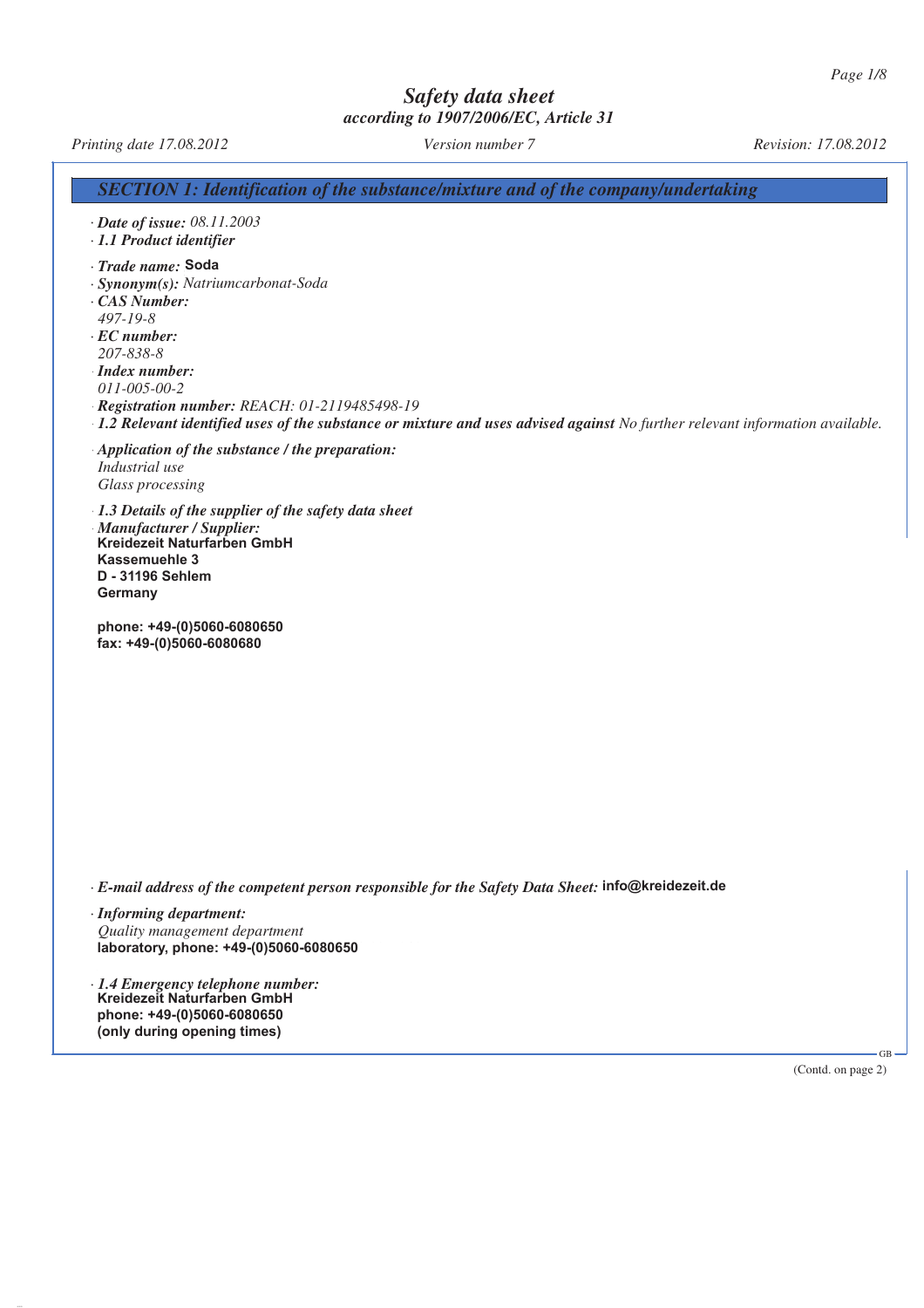# Safety data sheet

*according to 1907/2006/EC, Article 31*

*Printing date 17.08.2012* *Version number 7* *Revision: 17.08.2012*

## SECTION 1: Identification of the substance/mixture and of the company/undertaking

· ***Date of issue:*** *08.11.2003*

· ***1.1 Product identifier***

· ***Trade name:*** **Soda**

· ***Synonym(s):*** *Natriumcarbonat-Soda*

· ***CAS Number:***
*497-19-8*

· ***EC number:***
*207-838-8*

· ***Index number:***
*011-005-00-2*

· ***Registration number:*** *REACH: 01-2119485498-19*

· ***1.2 Relevant identified uses of the substance or mixture and uses advised against*** *No further relevant information available.*

· ***Application of the substance / the preparation:***
*Industrial use*
*Glass processing*

· ***1.3 Details of the supplier of the safety data sheet***

· ***Manufacturer / Supplier:***
**Kreidezeit Naturfarben GmbH**
**Kassemuehle 3**
**D - 31196 Sehlem**
**Germany**

**phone: +49-(0)5060-6080650**
**fax: +49-(0)5060-6080680**

· ***E-mail address of the competent person responsible for the Safety Data Sheet:*** **info@kreidezeit.de**

· ***Informing department:***
*Quality management department*
**laboratory, phone: +49-(0)5060-6080650**

· ***1.4 Emergency telephone number:***
**Kreidezeit Naturfarben GmbH**
**phone: +49-(0)5060-6080650**
**(only during opening times)**

(Contd. on page 2)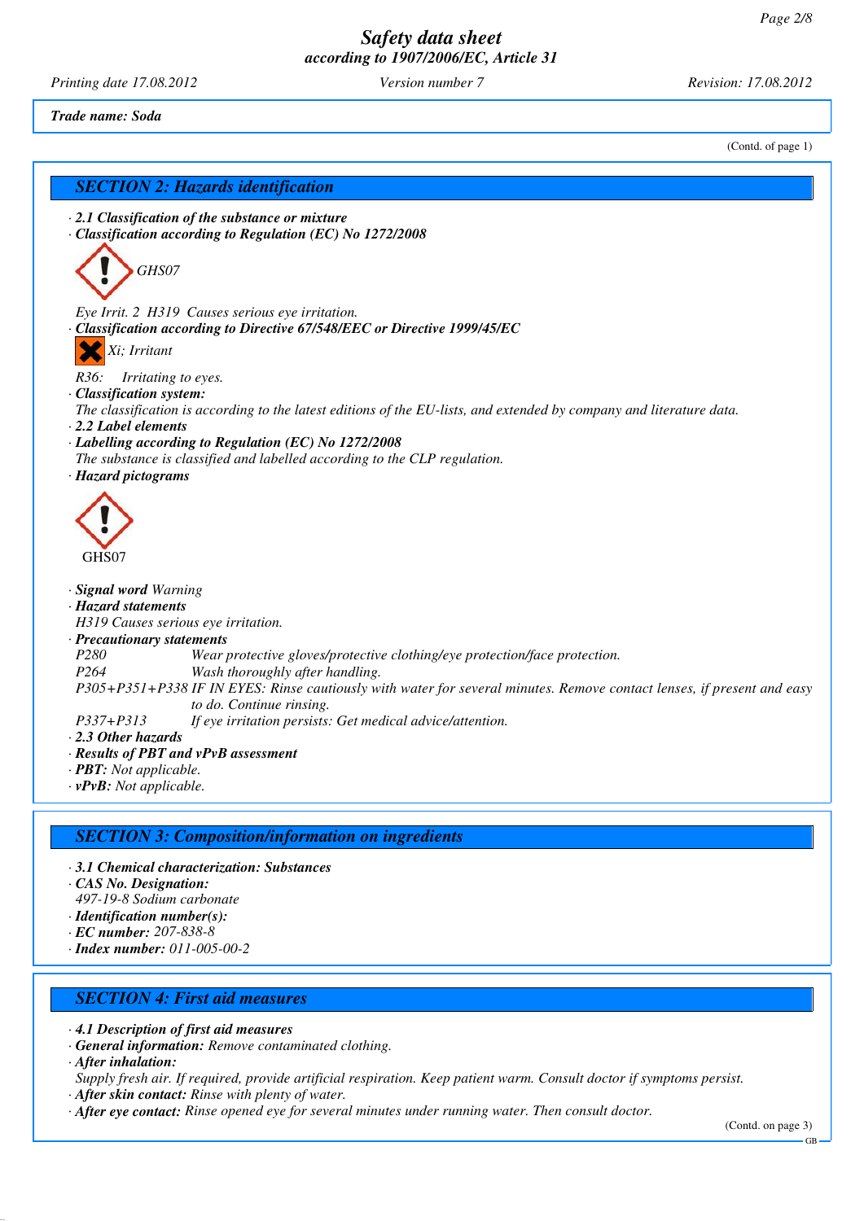Trade name: Soda

(Contd. of page 1)

## SECTION 2: Hazards identification

· **2.1 Classification of the substance or mixture**
· **Classification according to Regulation (EC) No 1272/2008**

GHS07

Eye Irrit. 2 H319 Causes serious eye irritation.

· **Classification according to Directive 67/548/EEC or Directive 1999/45/EC**

Xi; Irritant

R36: Irritating to eyes.

· **Classification system:**
The classification is according to the latest editions of the EU-lists, and extended by company and literature data.

· **2.2 Label elements**
· **Labelling according to Regulation (EC) No 1272/2008**
The substance is classified and labelled according to the CLP regulation.

· **Hazard pictograms**

GHS07

· **Signal word** Warning
· **Hazard statements**
H319 Causes serious eye irritation.
· **Precautionary statements**

| | |
|---|---|
| P280 | Wear protective gloves/protective clothing/eye protection/face protection. |
| P264 | Wash thoroughly after handling. |
| P305+P351+P338 | IF IN EYES: Rinse cautiously with water for several minutes. Remove contact lenses, if present and easy to do. Continue rinsing. |
| P337+P313 | If eye irritation persists: Get medical advice/attention. |

· **2.3 Other hazards**
· **Results of PBT and vPvB assessment**
· **PBT:** Not applicable.
· **vPvB:** Not applicable.

## SECTION 3: Composition/information on ingredients

· **3.1 Chemical characterization: Substances**
· **CAS No. Designation:**
497-19-8 Sodium carbonate
· **Identification number(s):**
· **EC number:** 207-838-8
· **Index number:** 011-005-00-2

## SECTION 4: First aid measures

· **4.1 Description of first aid measures**
· **General information:** Remove contaminated clothing.
· **After inhalation:**
Supply fresh air. If required, provide artificial respiration. Keep patient warm. Consult doctor if symptoms persist.
· **After skin contact:** Rinse with plenty of water.
· **After eye contact:** Rinse opened eye for several minutes under running water. Then consult doctor.

(Contd. on page 3)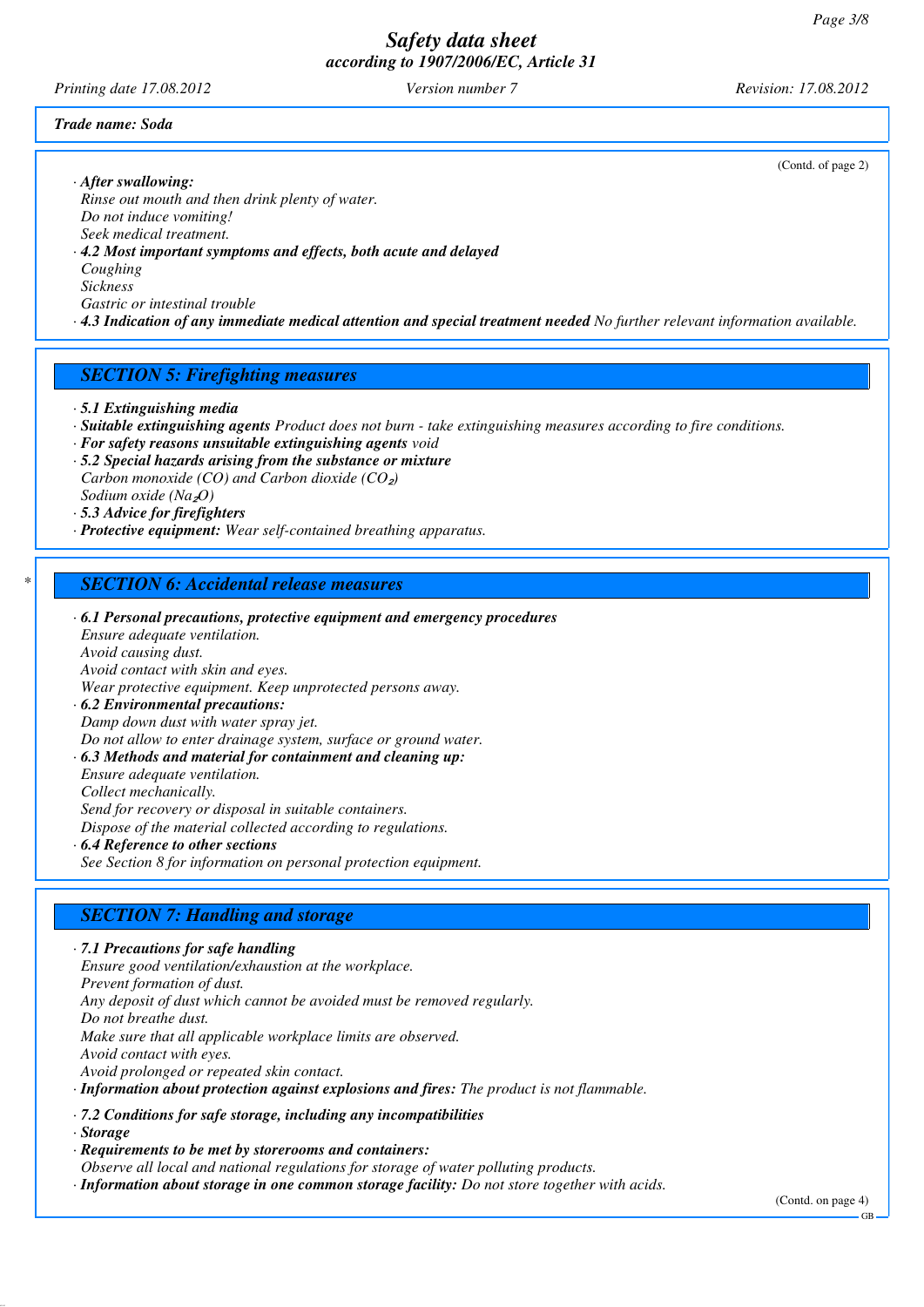*Trade name: Soda*

(Contd. of page 2)

· **After swallowing:**
Rinse out mouth and then drink plenty of water.
Do not induce vomiting!
Seek medical treatment.
· **4.2 Most important symptoms and effects, both acute and delayed**
Coughing
Sickness
Gastric or intestinal trouble
· **4.3 Indication of any immediate medical attention and special treatment needed** No further relevant information available.

## SECTION 5: Firefighting measures

· **5.1 Extinguishing media**
· **Suitable extinguishing agents** Product does not burn - take extinguishing measures according to fire conditions.
· **For safety reasons unsuitable extinguishing agents** void
· **5.2 Special hazards arising from the substance or mixture**
Carbon monoxide (CO) and Carbon dioxide ($CO_2$)
Sodium oxide ($Na_2O$)
· **5.3 Advice for firefighters**
· **Protective equipment:** Wear self-contained breathing apparatus.

## SECTION 6: Accidental release measures

· **6.1 Personal precautions, protective equipment and emergency procedures**
Ensure adequate ventilation.
Avoid causing dust.
Avoid contact with skin and eyes.
Wear protective equipment. Keep unprotected persons away.
· **6.2 Environmental precautions:**
Damp down dust with water spray jet.
Do not allow to enter drainage system, surface or ground water.
· **6.3 Methods and material for containment and cleaning up:**
Ensure adequate ventilation.
Collect mechanically.
Send for recovery or disposal in suitable containers.
Dispose of the material collected according to regulations.
· **6.4 Reference to other sections**
See Section 8 for information on personal protection equipment.

## SECTION 7: Handling and storage

· **7.1 Precautions for safe handling**
Ensure good ventilation/exhaustion at the workplace.
Prevent formation of dust.
Any deposit of dust which cannot be avoided must be removed regularly.
Do not breathe dust.
Make sure that all applicable workplace limits are observed.
Avoid contact with eyes.
Avoid prolonged or repeated skin contact.
· **Information about protection against explosions and fires:** The product is not flammable.

· **7.2 Conditions for safe storage, including any incompatibilities**
· **Storage**
· **Requirements to be met by storerooms and containers:**
Observe all local and national regulations for storage of water polluting products.
· **Information about storage in one common storage facility:** Do not store together with acids.

(Contd. on page 4)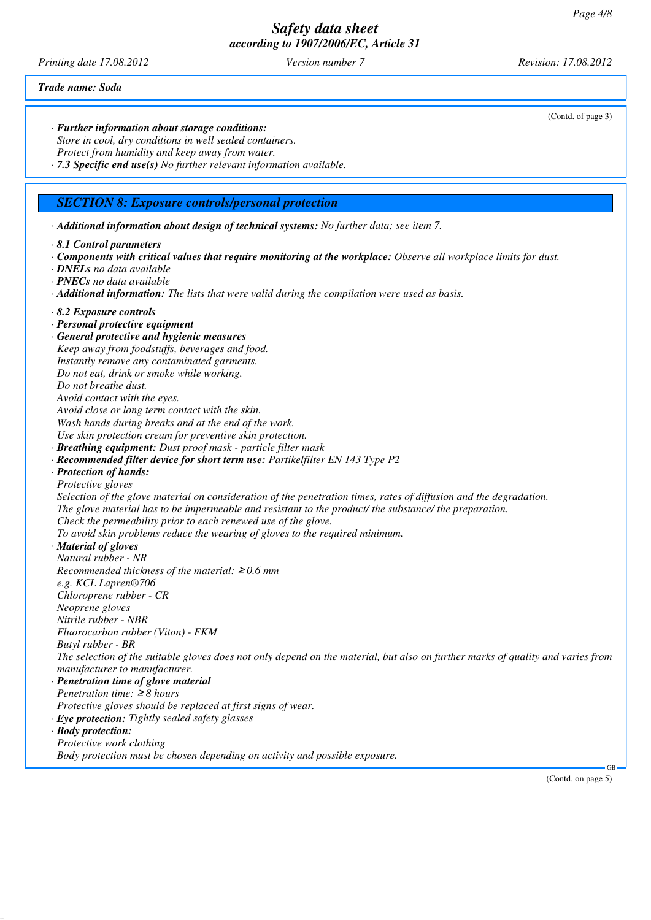*Trade name: Soda*

(Contd. of page 3)

· ***Further information about storage conditions:***
*Store in cool, dry conditions in well sealed containers.*
*Protect from humidity and keep away from water.*
· ***7.3 Specific end use(s)*** *No further relevant information available.*

## *SECTION 8: Exposure controls/personal protection*

· ***Additional information about design of technical systems:*** *No further data; see item 7.*

· ***8.1 Control parameters***
· ***Components with critical values that require monitoring at the workplace:*** *Observe all workplace limits for dust.*
· ***DNELs*** *no data available*
· ***PNECs*** *no data available*
· ***Additional information:*** *The lists that were valid during the compilation were used as basis.*

· ***8.2 Exposure controls***
· ***Personal protective equipment***
· ***General protective and hygienic measures***
*Keep away from foodstuffs, beverages and food.*
*Instantly remove any contaminated garments.*
*Do not eat, drink or smoke while working.*
*Do not breathe dust.*
*Avoid contact with the eyes.*
*Avoid close or long term contact with the skin.*
*Wash hands during breaks and at the end of the work.*
*Use skin protection cream for preventive skin protection.*
· ***Breathing equipment:*** *Dust proof mask - particle filter mask*
· ***Recommended filter device for short term use:*** *Partikelfilter EN 143 Type P2*
· ***Protection of hands:***
*Protective gloves*
*Selection of the glove material on consideration of the penetration times, rates of diffusion and the degradation.*
*The glove material has to be impermeable and resistant to the product/ the substance/ the preparation.*
*Check the permeability prior to each renewed use of the glove.*
*To avoid skin problems reduce the wearing of gloves to the required minimum.*
· ***Material of gloves***
*Natural rubber - NR*
*Recommended thickness of the material: ≥ 0.6 mm*
*e.g. KCL Lapren®706*
*Chloroprene rubber - CR*
*Neoprene gloves*
*Nitrile rubber - NBR*
*Fluorocarbon rubber (Viton) - FKM*
*Butyl rubber - BR*
*The selection of the suitable gloves does not only depend on the material, but also on further marks of quality and varies from manufacturer to manufacturer.*
· ***Penetration time of glove material***
*Penetration time: ≥ 8 hours*
*Protective gloves should be replaced at first signs of wear.*
· ***Eye protection:*** *Tightly sealed safety glasses*
· ***Body protection:***
*Protective work clothing*
*Body protection must be chosen depending on activity and possible exposure.*

(Contd. on page 5)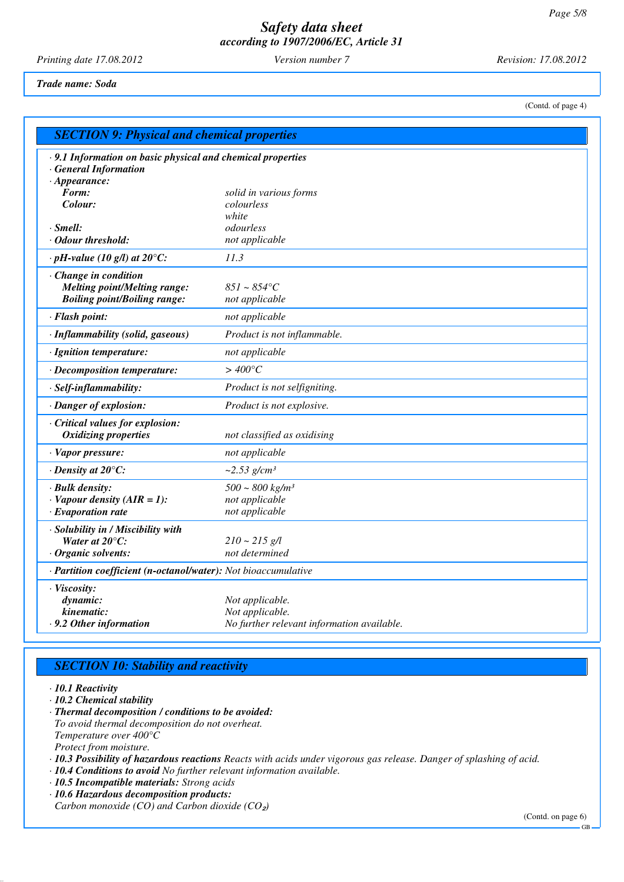Safety data sheet
according to 1907/2006/EC, Article 31

Printing date 17.08.2012 | Version number 7 | Revision: 17.08.2012

**Trade name: Soda**

(Contd. of page 4)

## SECTION 9: Physical and chemical properties

| | |
|---|---|
| **· 9.1 Information on basic physical and chemical properties** | |
| **· General Information** | |
| **· Appearance:** | |
| **Form:** | solid in various forms |
| **Colour:** | colourless<br>white |
| **· Smell:** | odourless |
| **· Odour threshold:** | not applicable |
| **· pH-value (10 g/l) at 20°C:** | 11.3 |
| **· Change in condition** | |
| **Melting point/Melting range:** | 851 ~ 854°C |
| **Boiling point/Boiling range:** | not applicable |
| **· Flash point:** | not applicable |
| **· Inflammability (solid, gaseous)** | Product is not inflammable. |
| **· Ignition temperature:** | not applicable |
| **· Decomposition temperature:** | > 400°C |
| **· Self-inflammability:** | Product is not selfigniting. |
| **· Danger of explosion:** | Product is not explosive. |
| **· Critical values for explosion:** | |
| **Oxidizing properties** | not classified as oxidising |
| **· Vapor pressure:** | not applicable |
| **· Density at 20°C:** | ~2.53 g/cm³ |
| **· Bulk density:** | 500 ~ 800 kg/m³ |
| **· Vapour density (AIR = 1):** | not applicable |
| **· Evaporation rate** | not applicable |
| **· Solubility in / Miscibility with** | |
| **Water at 20°C:** | 210 ~ 215 g/l |
| **· Organic solvents:** | not determined |
| **· Partition coefficient (n-octanol/water):** | Not bioaccumulative |
| **· Viscosity:** | |
| **dynamic:** | Not applicable. |
| **kinematic:** | Not applicable. |
| **· 9.2 Other information** | No further relevant information available. |

## SECTION 10: Stability and reactivity

- **10.1 Reactivity**
- **10.2 Chemical stability**
- **Thermal decomposition / conditions to be avoided:**
  To avoid thermal decomposition do not overheat.
  Temperature over 400°C
  Protect from moisture.
- **10.3 Possibility of hazardous reactions** Reacts with acids under vigorous gas release. Danger of splashing of acid.
- **10.4 Conditions to avoid** No further relevant information available.
- **10.5 Incompatible materials:** Strong acids
- **10.6 Hazardous decomposition products:**
  Carbon monoxide (CO) and Carbon dioxide ($CO_2$)

(Contd. on page 6)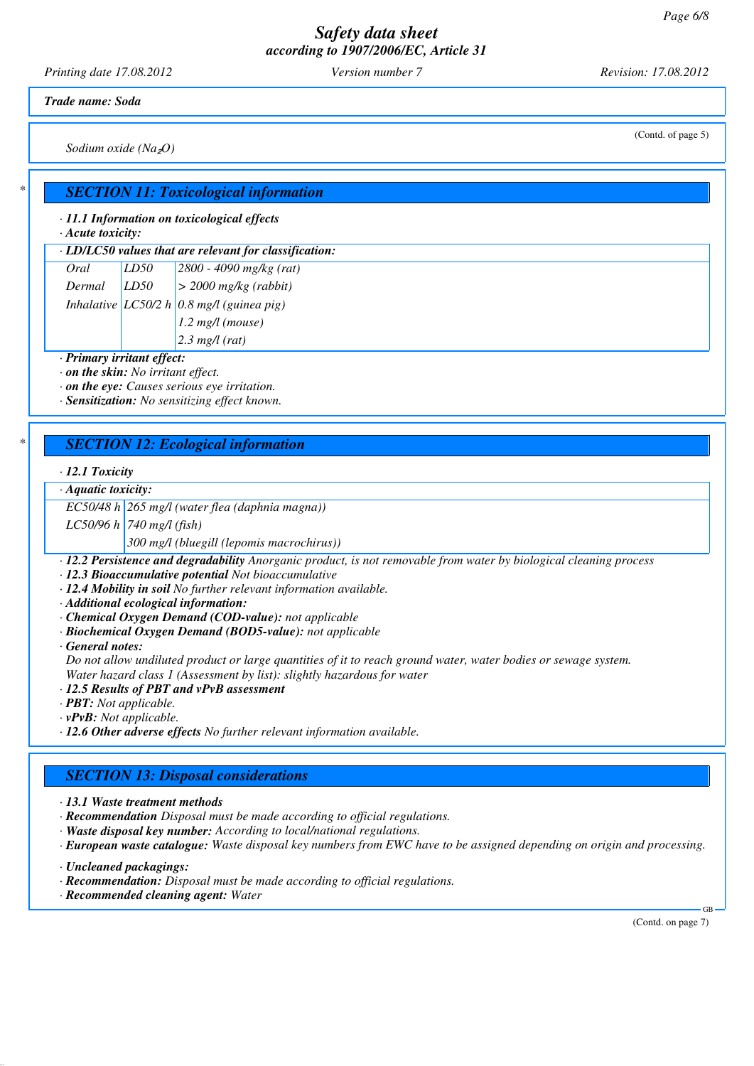**Trade name: Soda**

(Contd. of page 5)

Sodium oxide ($Na_2O$)

## SECTION 11: Toxicological information

· **11.1 Information on toxicological effects**
· **Acute toxicity:**

| · LD/LC50 values that are relevant for classification: | | |
|---|---|---|
| Oral | LD50 | 2800 - 4090 mg/kg (rat) |
| Dermal | LD50 | > 2000 mg/kg (rabbit) |
| Inhalative | LC50/2 h | 0.8 mg/l (guinea pig) |
| | | 1.2 mg/l (mouse) |
| | | 2.3 mg/l (rat) |

· **Primary irritant effect:**
· **on the skin:** No irritant effect.
· **on the eye:** Causes serious eye irritation.
· **Sensitization:** No sensitizing effect known.

## SECTION 12: Ecological information

· **12.1 Toxicity**

| · Aquatic toxicity: | |
|---|---|
| EC50/48 h | 265 mg/l (water flea (daphnia magna)) |
| LC50/96 h | 740 mg/l (fish) |
| | 300 mg/l (bluegill (lepomis macrochirus)) |

· **12.2 Persistence and degradability** Anorganic product, is not removable from water by biological cleaning process
· **12.3 Bioaccumulative potential** Not bioaccumulative
· **12.4 Mobility in soil** No further relevant information available.
· **Additional ecological information:**
· **Chemical Oxygen Demand (COD-value):** not applicable
· **Biochemical Oxygen Demand (BOD5-value):** not applicable
· **General notes:**
Do not allow undiluted product or large quantities of it to reach ground water, water bodies or sewage system.
Water hazard class 1 (Assessment by list): slightly hazardous for water
· **12.5 Results of PBT and vPvB assessment**
· **PBT:** Not applicable.
· **vPvB:** Not applicable.
· **12.6 Other adverse effects** No further relevant information available.

## SECTION 13: Disposal considerations

· **13.1 Waste treatment methods**
· **Recommendation** Disposal must be made according to official regulations.
· **Waste disposal key number:** According to local/national regulations.
· **European waste catalogue:** Waste disposal key numbers from EWC have to be assigned depending on origin and processing.

· **Uncleaned packagings:**
· **Recommendation:** Disposal must be made according to official regulations.
· **Recommended cleaning agent:** Water

(Contd. on page 7)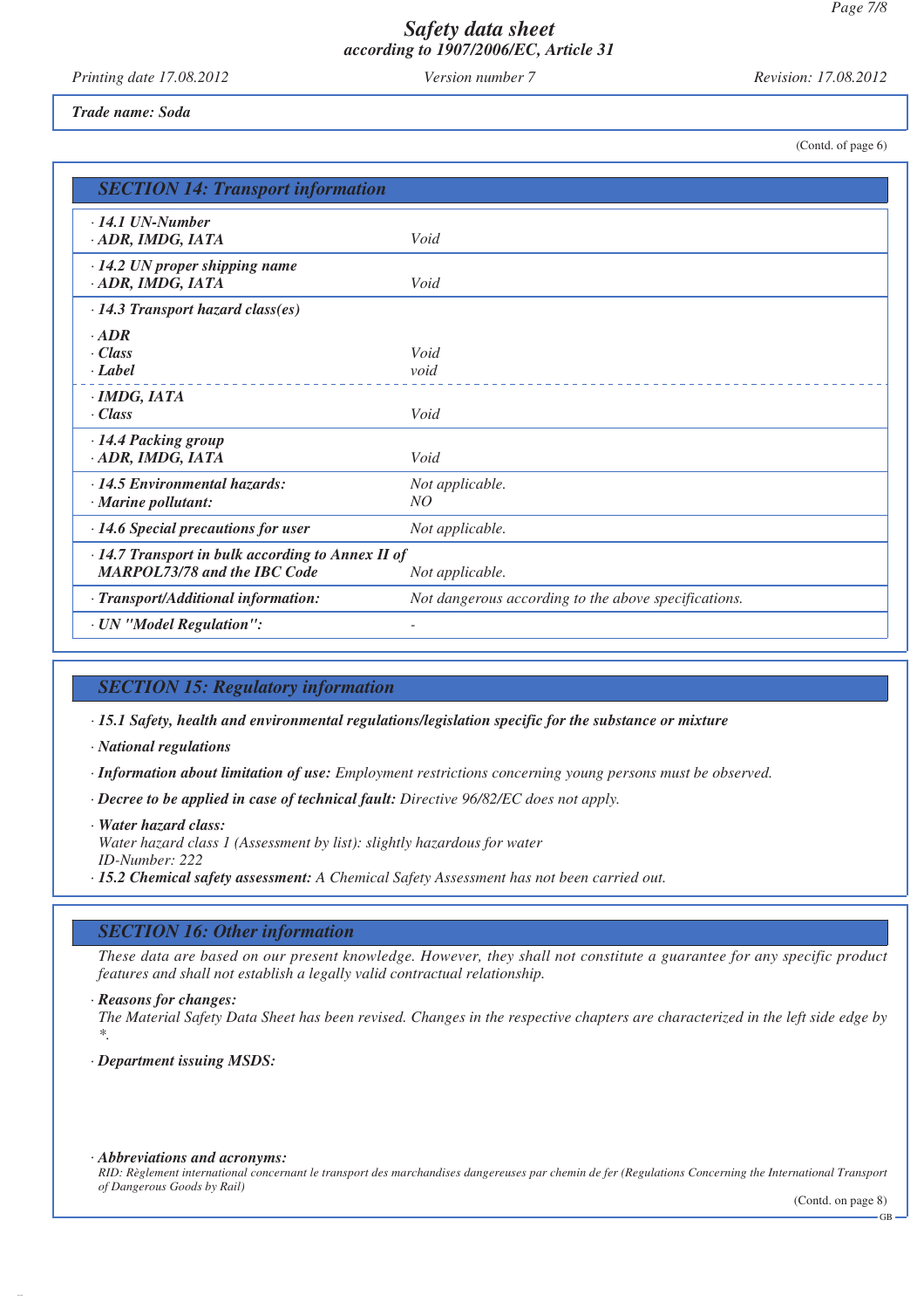*Trade name: Soda*

(Contd. of page 6)

## SECTION 14: Transport information

| | |
|---|---|
| · **14.1 UN-Number**<br>· **ADR, IMDG, IATA** | Void |
| · **14.2 UN proper shipping name**<br>· **ADR, IMDG, IATA** | Void |
| · **14.3 Transport hazard class(es)** | |
| · **ADR**<br>· **Class**<br>· **Label** | <br>Void<br>void |
| · **IMDG, IATA**<br>· **Class** | <br>Void |
| · **14.4 Packing group**<br>· **ADR, IMDG, IATA** | Void |
| · **14.5 Environmental hazards:**<br>· **Marine pollutant:** | Not applicable.<br>NO |
| · **14.6 Special precautions for user** | Not applicable. |
| · **14.7 Transport in bulk according to Annex II of MARPOL73/78 and the IBC Code** | Not applicable. |
| · **Transport/Additional information:** | Not dangerous according to the above specifications. |
| · **UN "Model Regulation":** | - |

## SECTION 15: Regulatory information

· **15.1 Safety, health and environmental regulations/legislation specific for the substance or mixture**

· **National regulations**

· **Information about limitation of use:** Employment restrictions concerning young persons must be observed.

· **Decree to be applied in case of technical fault:** Directive 96/82/EC does not apply.

· **Water hazard class:**
Water hazard class 1 (Assessment by list): slightly hazardous for water
ID-Number: 222

· **15.2 Chemical safety assessment:** A Chemical Safety Assessment has not been carried out.

## SECTION 16: Other information

These data are based on our present knowledge. However, they shall not constitute a guarantee for any specific product features and shall not establish a legally valid contractual relationship.

· **Reasons for changes:**
The Material Safety Data Sheet has been revised. Changes in the respective chapters are characterized in the left side edge by *.

· **Department issuing MSDS:**

· **Abbreviations and acronyms:**
RID: Règlement international concernant le transport des marchandises dangereuses par chemin de fer (Regulations Concerning the International Transport of Dangerous Goods by Rail)

(Contd. on page 8)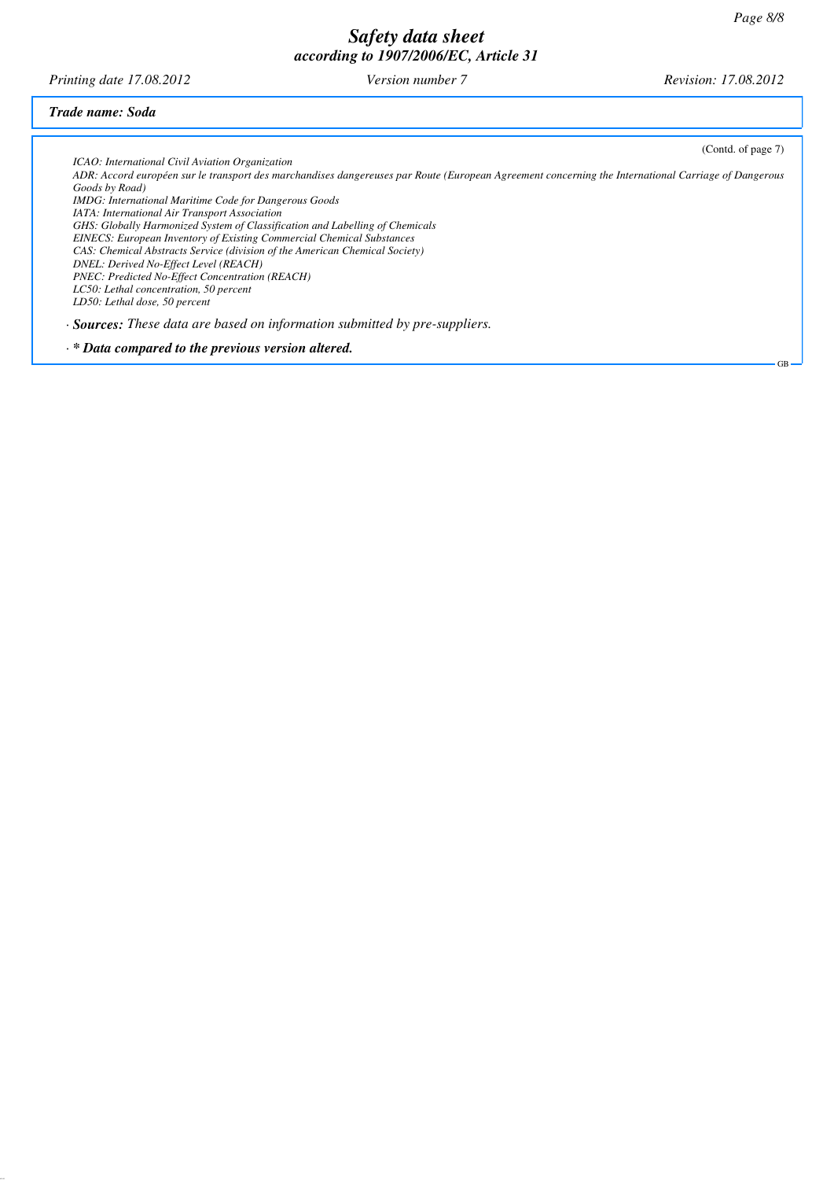(Contd. of page 7)

*ICAO: International Civil Aviation Organization*
*ADR: Accord européen sur le transport des marchandises dangereuses par Route (European Agreement concerning the International Carriage of Dangerous Goods by Road)*
*IMDG: International Maritime Code for Dangerous Goods*
*IATA: International Air Transport Association*
*GHS: Globally Harmonized System of Classification and Labelling of Chemicals*
*EINECS: European Inventory of Existing Commercial Chemical Substances*
*CAS: Chemical Abstracts Service (division of the American Chemical Society)*
*DNEL: Derived No-Effect Level (REACH)*
*PNEC: Predicted No-Effect Concentration (REACH)*
*LC50: Lethal concentration, 50 percent*
*LD50: Lethal dose, 50 percent*

· ***Sources:*** *These data are based on information submitted by pre-suppliers.*

· ***\* Data compared to the previous version altered.***